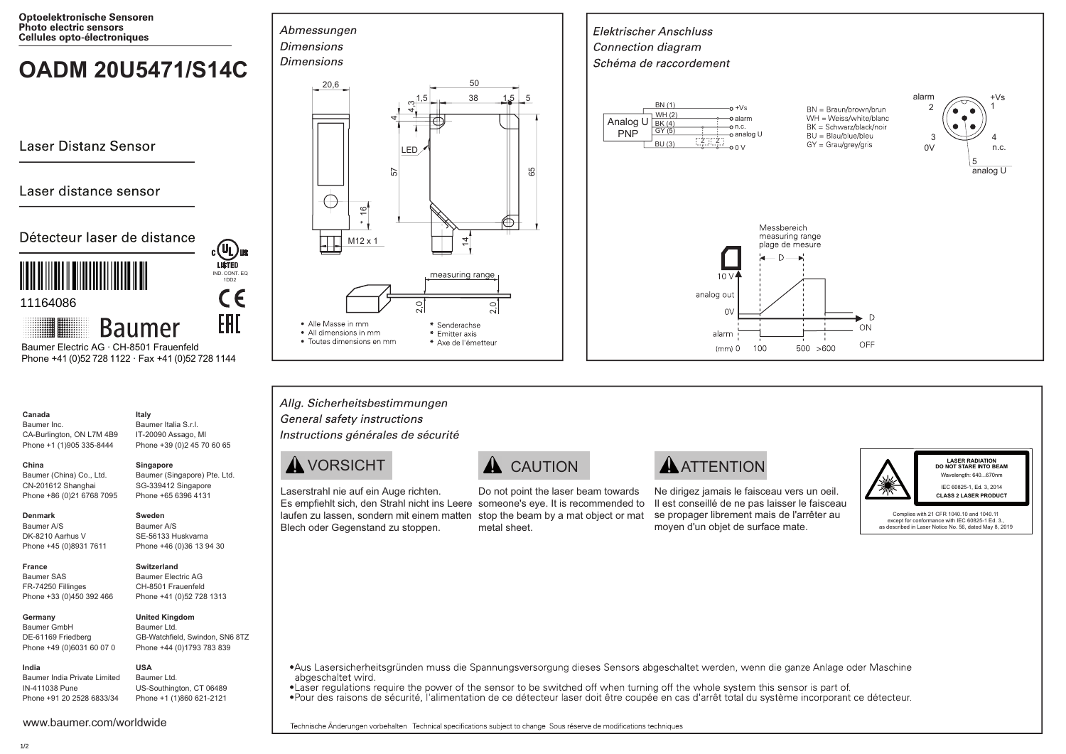**Optoelektronische Sensoren**
**Photo electric sensors**
**Cellules opto-électroniques**

# OADM 20U5471/S14C

Laser Distanz Sensor

Laser distance sensor

Détecteur laser de distance

11164086

Baumer

Baumer Electric AG · CH-8501 Frauenfeld
Phone +41 (0)52 728 1122 · Fax +41 (0)52 728 1144

c UL us LISTED IND. CONT. EQ 1DD2

CE

EAC

## *Abmessungen*
## *Dimensions*
## *Dimensions*

20,6 · 50 · 1,5 · 38 · 1,5 · 5 · 4,3 · 4 · LED · 57 · 65 · * 16 · M12 x 1 · 14

measuring range · 2,0 · 2,0

- Alle Masse in mm
- All dimensions in mm
- Toutes dimensions en mm

\* Senderachse
\* Emitter axis
\* Axe de l'émetteur

## *Elektrischer Anschluss*
## *Connection diagram*
## *Schéma de raccordement*

Analog U PNP

- BN (1) — +Vs
- WH (2) — alarm
- BK (4) — n.c.
- GY (5) — analog U
- BU (3) — 0 V

BN = Braun/brown/brun
WH = Weiss/white/blanc
BK = Schwarz/black/noir
BU = Blau/blue/bleu
GY = Grau/grey/gris

1 +Vs · 2 alarm · 3 0V · 4 n.c. · 5 analog U

Messbereich / measuring range / plage de mesure — D

10 V · analog out · 0V · alarm · ON · OFF · (mm) 0 · 100 · 500 · >600

## *Allg. Sicherheitsbestimmungen*
## *General safety instructions*
## *Instructions générales de sécurité*

**VORSICHT**

Laserstrahl nie auf ein Auge richten. Es empfiehlt sich, den Strahl nicht ins Leere laufen zu lassen, sondern mit einem matten Blech oder Gegenstand zu stoppen.

**CAUTION**

Do not point the laser beam towards someone's eye. It is recommended to stop the beam by a mat object or mat metal sheet.

**ATTENTION**

Ne dirigez jamais le faisceau vers un oeil. Il est conseillé de ne pas laisser le faisceau se propager librement mais de l'arrêter au moyen d'un objet de surface mate.

**LASER RADIATION**
**DO NOT STARE INTO BEAM**
Wavelength: 640...670nm
IEC 60825-1, Ed. 3, 2014
**CLASS 2 LASER PRODUCT**

Complies with 21 CFR 1040.10 and 1040.11 except for conformance with IEC 60825-1 Ed. 3., as described in Laser Notice No. 56, dated May 8, 2019

- Aus Lasersicherheitsgründen muss die Spannungsversorgung dieses Sensors abgeschaltet werden, wenn die ganze Anlage oder Maschine abgeschaltet wird.
- Laser regulations require the power of the sensor to be switched off when turning off the whole system this sensor is part of.
- Pour des raisons de sécurité, l'alimentation de ce détecteur laser doit être coupée en cas d'arrêt total du système incorporant ce détecteur.

Technische Änderungen vorbehalten Technical specifications subject to change Sous réserve de modifications techniques

**Canada**
Baumer Inc.
CA-Burlington, ON L7M 4B9
Phone +1 (1)905 335-8444

**China**
Baumer (China) Co., Ltd.
CN-201612 Shanghai
Phone +86 (0)21 6768 7095

**Denmark**
Baumer A/S
DK-8210 Aarhus V
Phone +45 (0)8931 7611

**France**
Baumer SAS
FR-74250 Fillinges
Phone +33 (0)450 392 466

**Germany**
Baumer GmbH
DE-61169 Friedberg
Phone +49 (0)6031 60 07 0

**India**
Baumer India Private Limited
IN-411038 Pune
Phone +91 20 2528 6833/34

**Italy**
Baumer Italia S.r.l.
IT-20090 Assago, MI
Phone +39 (0)2 45 70 60 65

**Singapore**
Baumer (Singapore) Pte. Ltd.
SG-339412 Singapore
Phone +65 6396 4131

**Sweden**
Baumer A/S
SE-56133 Huskvarna
Phone +46 (0)36 13 94 30

**Switzerland**
Baumer Electric AG
CH-8501 Frauenfeld
Phone +41 (0)52 728 1313

**United Kingdom**
Baumer Ltd.
GB-Watchfield, Swindon, SN6 8TZ
Phone +44 (0)1793 783 839

**USA**
Baumer Ltd.
US-Southington, CT 06489
Phone +1 (1)860 621-2121

www.baumer.com/worldwide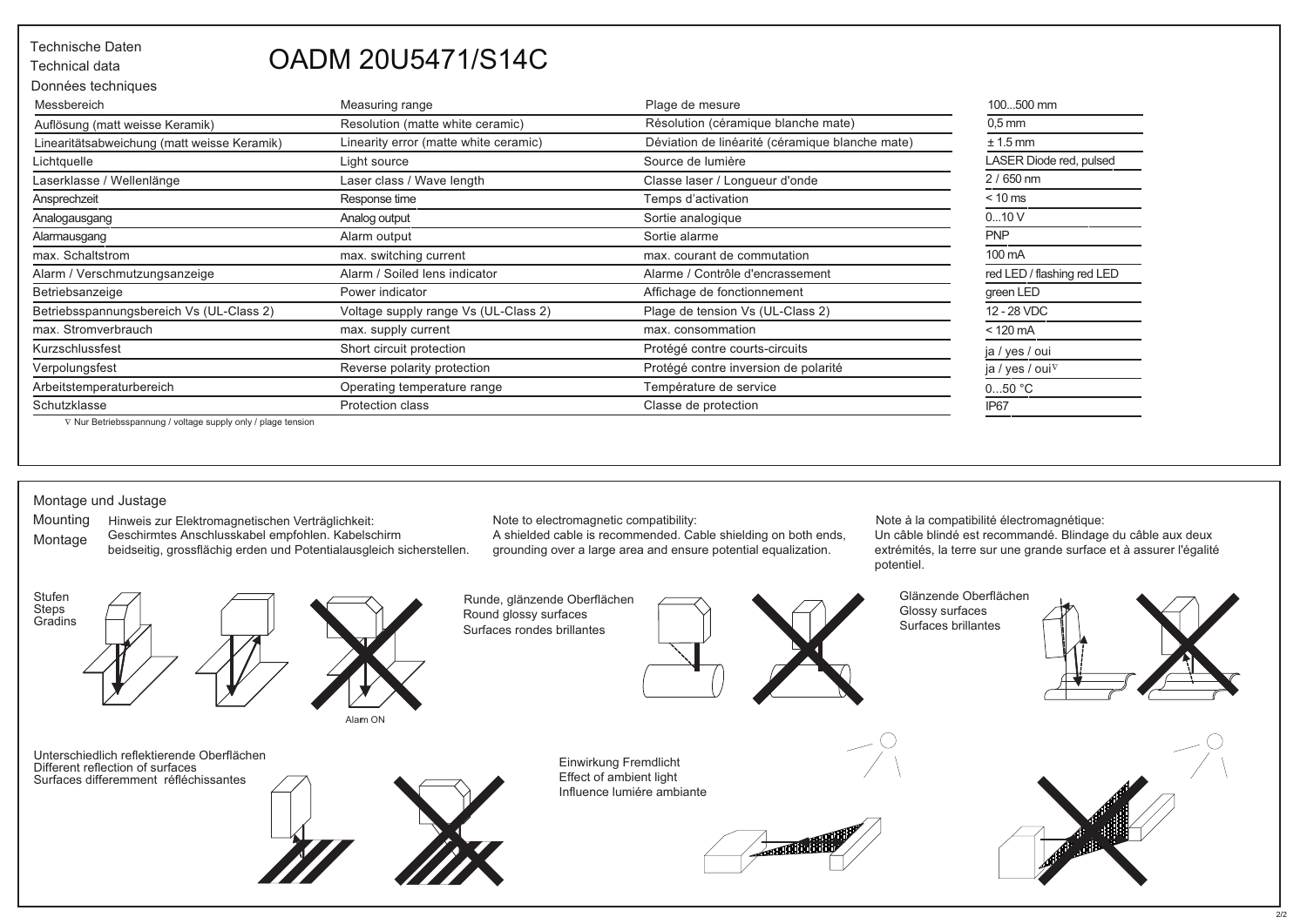Technische Daten
Technical data
Données techniques

# OADM 20U5471/S14C

| | | | |
|---|---|---|---|
| Messbereich | Measuring range | Plage de mesure | 100...500 mm |
| Auflösung (matt weisse Keramik) | Resolution (matte white ceramic) | Résolution (céramique blanche mate) | 0,5 mm |
| Linearitätsabweichung (matt weisse Keramik) | Linearity error (matte white ceramic) | Déviation de linéarité (céramique blanche mate) | ± 1.5 mm |
| Lichtquelle | Light source | Source de lumière | LASER Diode red, pulsed |
| Laserklasse / Wellenlänge | Laser class / Wave length | Classe laser / Longueur d'onde | 2 / 650 nm |
| Ansprechzeit | Response time | Temps d'activation | < 10 ms |
| Analogausgang | Analog output | Sortie analogique | 0...10 V |
| Alarmausgang | Alarm output | Sortie alarme | PNP |
| max. Schaltstrom | max. switching current | max. courant de commutation | 100 mA |
| Alarm / Verschmutzungsanzeige | Alarm / Soiled lens indicator | Alarme / Contrôle d'encrassement | red LED / flashing red LED |
| Betriebsanzeige | Power indicator | Affichage de fonctionnement | green LED |
| Betriebsspannungsbereich Vs (UL-Class 2) | Voltage supply range Vs (UL-Class 2) | Plage de tension Vs (UL-Class 2) | 12 - 28 VDC |
| max. Stromverbrauch | max. supply current | max. consommation | < 120 mA |
| Kurzschlussfest | Short circuit protection | Protégé contre courts-circuits | ja / yes / oui |
| Verpolungsfest | Reverse polarity protection | Protégé contre inversion de polarité | ja / yes / oui∇ |
| Arbeitstemperaturbereich | Operating temperature range | Température de service | 0...50 °C |
| Schutzklasse | Protection class | Classe de protection | IP67 |

∇ Nur Betriebsspannung / voltage supply only / plage tension

## Montage und Justage
## Mounting
## Montage

Hinweis zur Elektromagnetischen Verträglichkeit:
Geschirmtes Anschlusskabel empfohlen. Kabelschirm beidseitig, grossflächig erden und Potentialausgleich sicherstellen.

Note to electromagnetic compatibility:
A shielded cable is recommended. Cable shielding on both ends, grounding over a large area and ensure potential equalization.

Note à la compatibilité électromagnétique:
Un câble blindé est recommandé. Blindage du câble aux deux extrémités, la terre sur une grande surface et à assurer l'égalité potentiel.

Stufen
Steps
Gradins

Alarm ON

Runde, glänzende Oberflächen
Round glossy surfaces
Surfaces rondes brillantes

Glänzende Oberflächen
Glossy surfaces
Surfaces brillantes

Unterschiedlich reflektierende Oberflächen
Different reflection of surfaces
Surfaces differemment réfléchissantes

Einwirkung Fremdlicht
Effect of ambient light
Influence lumiére ambiante